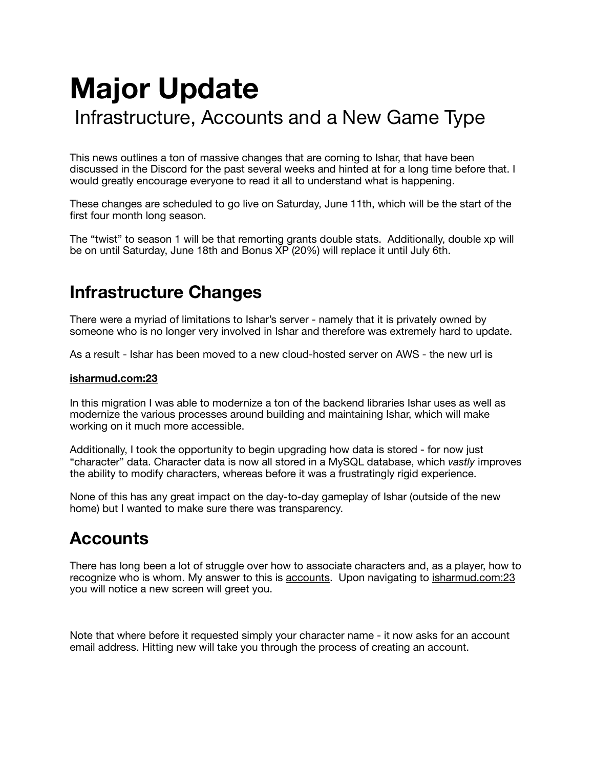# Major Update

Infrastructure, Accounts and a New Game Type

This news outlines a ton of massive changes that are coming to Ishar, that have been discussed in the Discord for the past several weeks and hinted at for a long time before that. I would greatly encourage everyone to read it all to understand what is happening.

These changes are scheduled to go live on Saturday, June 11th, which will be the start of the first four month long season.

The "twist" to season 1 will be that remorting grants double stats. Additionally, double xp will be on until Saturday, June 18th and Bonus XP (20%) will replace it until July 6th.

## Infrastructure Changes

There were a myriad of limitations to Ishar's server - namely that it is privately owned by someone who is no longer very involved in Ishar and therefore was extremely hard to update.

As a result - Ishar has been moved to a new cloud-hosted server on AWS - the new url is

**isharmud.com:23**

In this migration I was able to modernize a ton of the backend libraries Ishar uses as well as modernize the various processes around building and maintaining Ishar, which will make working on it much more accessible.

Additionally, I took the opportunity to begin upgrading how data is stored - for now just "character" data. Character data is now all stored in a MySQL database, which *vastly* improves the ability to modify characters, whereas before it was a frustratingly rigid experience.

None of this has any great impact on the day-to-day gameplay of Ishar (outside of the new home) but I wanted to make sure there was transparency.

## Accounts

There has long been a lot of struggle over how to associate characters and, as a player, how to recognize who is whom. My answer to this is accounts. Upon navigating to isharmud.com:23 you will notice a new screen will greet you.

Note that where before it requested simply your character name - it now asks for an account email address. Hitting new will take you through the process of creating an account.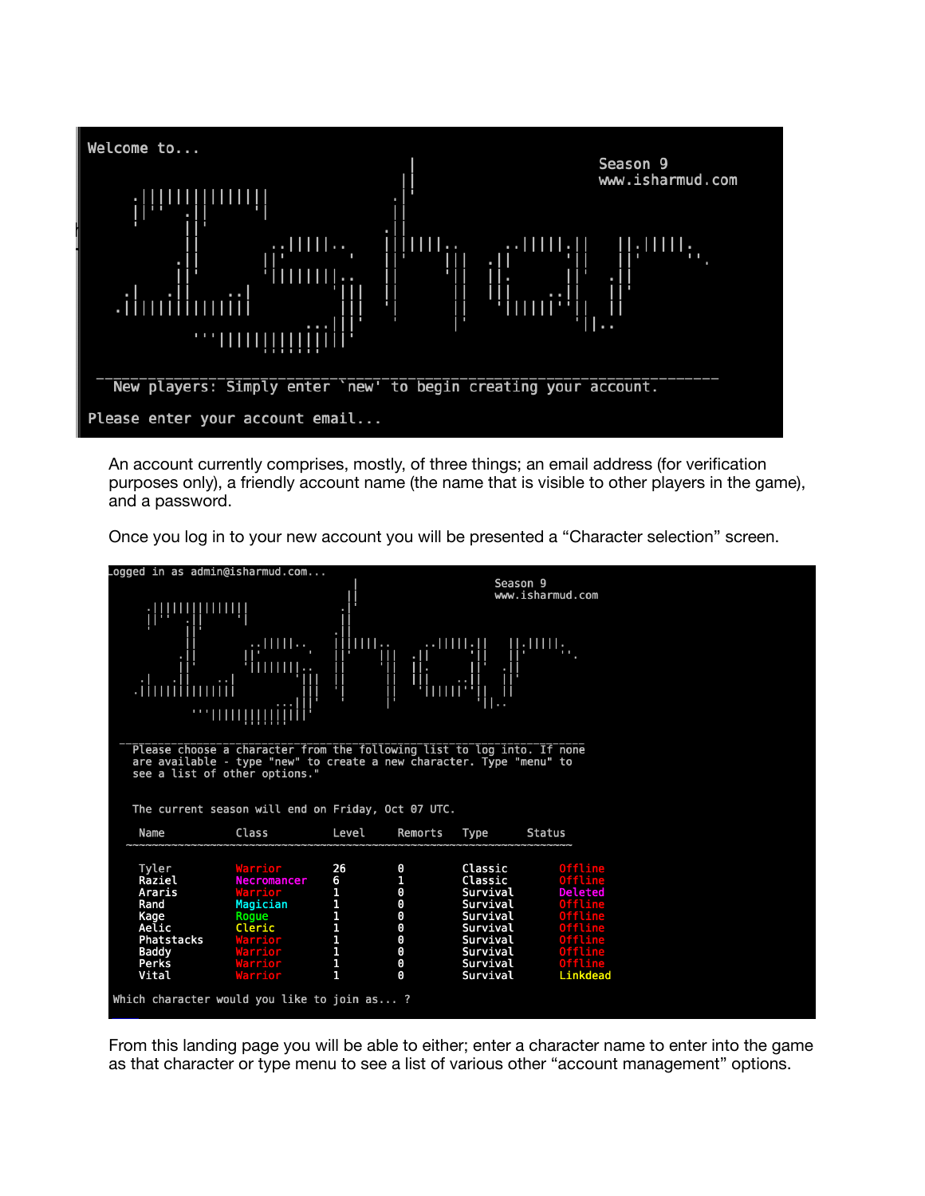```
Welcome to...

                                                              Season 9
                                                              www.isharmud.com

  New players: Simply enter `new' to begin creating your account.

Please enter your account email...
```

An account currently comprises, mostly, of three things; an email address (for verification purposes only), a friendly account name (the name that is visible to other players in the game), and a password.

Once you log in to your new account you will be presented a "Character selection" screen.

```
Logged in as admin@isharmud.com...
                                                              Season 9
                                                              www.isharmud.com

  Please choose a character from the following list to log into. If none
  are available - type "new" to create a new character. Type "menu" to
  see a list of other options."

  The current season will end on Friday, Oct 07 UTC.

   Name           Class         Level     Remorts   Type      Status
 ~~~~~~~~~~~~~~~~~~~~~~~~~~~~~~~~~~~~~~~~~~~~~~~~~~~~~~~~~~~~~~~~~~~~~~

   Tyler          Warrior       26        0         Classic   Offline
   Raziel         Necromancer   6         1         Classic   Offline
   Araris         Warrior       1         0         Survival  Deleted
   Rand           Magician      1         0         Survival  Offline
   Kage           Rogue         1         0         Survival  Offline
   Aelic          Cleric        1         0         Survival  Offline
   Phatstacks     Warrior       1         0         Survival  Offline
   Baddy          Warrior       1         0         Survival  Offline
   Perks          Warrior       1         0         Survival  Offline
   Vital          Warrior       1         0         Survival  Linkdead

Which character would you like to join as... ?
```

From this landing page you will be able to either; enter a character name to enter into the game as that character or type menu to see a list of various other "account management" options.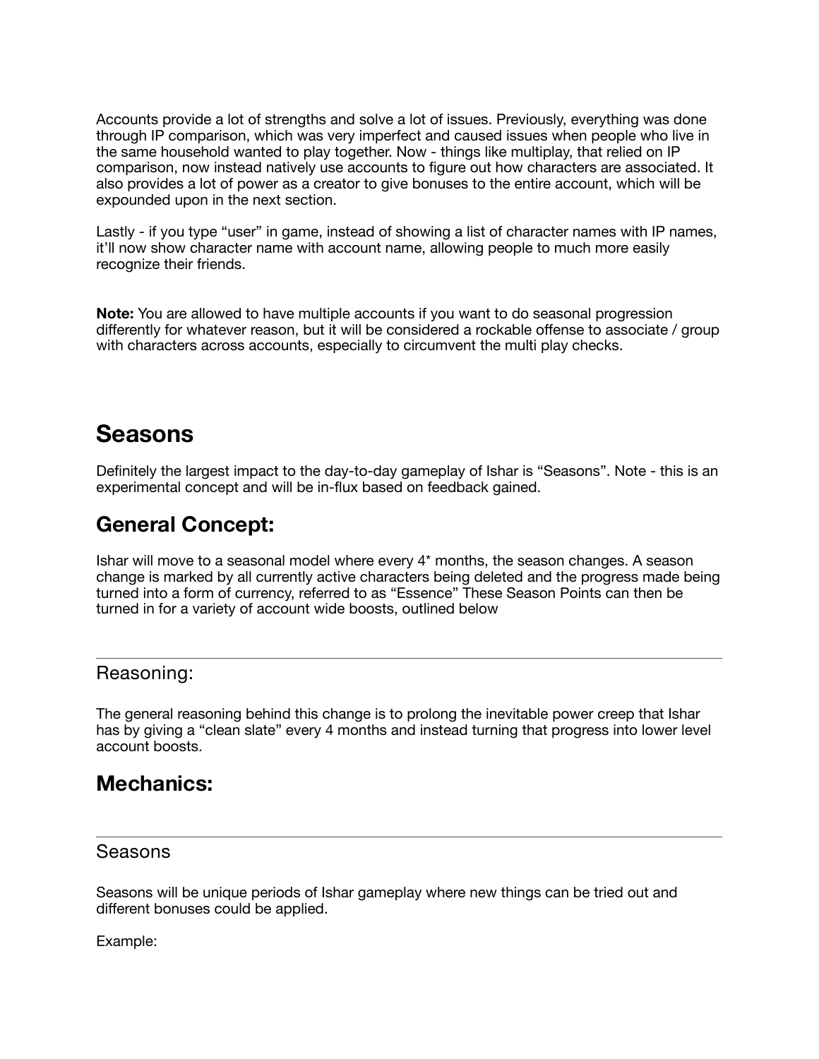Accounts provide a lot of strengths and solve a lot of issues. Previously, everything was done through IP comparison, which was very imperfect and caused issues when people who live in the same household wanted to play together. Now - things like multiplay, that relied on IP comparison, now instead natively use accounts to figure out how characters are associated. It also provides a lot of power as a creator to give bonuses to the entire account, which will be expounded upon in the next section.

Lastly - if you type "user" in game, instead of showing a list of character names with IP names, it'll now show character name with account name, allowing people to much more easily recognize their friends.

**Note:** You are allowed to have multiple accounts if you want to do seasonal progression differently for whatever reason, but it will be considered a rockable offense to associate / group with characters across accounts, especially to circumvent the multi play checks.

# Seasons

Definitely the largest impact to the day-to-day gameplay of Ishar is "Seasons". Note - this is an experimental concept and will be in-flux based on feedback gained.

## General Concept:

Ishar will move to a seasonal model where every 4* months, the season changes. A season change is marked by all currently active characters being deleted and the progress made being turned into a form of currency, referred to as "Essence" These Season Points can then be turned in for a variety of account wide boosts, outlined below

---

### Reasoning:

The general reasoning behind this change is to prolong the inevitable power creep that Ishar has by giving a "clean slate" every 4 months and instead turning that progress into lower level account boosts.

## Mechanics:

---

### Seasons

Seasons will be unique periods of Ishar gameplay where new things can be tried out and different bonuses could be applied.

Example: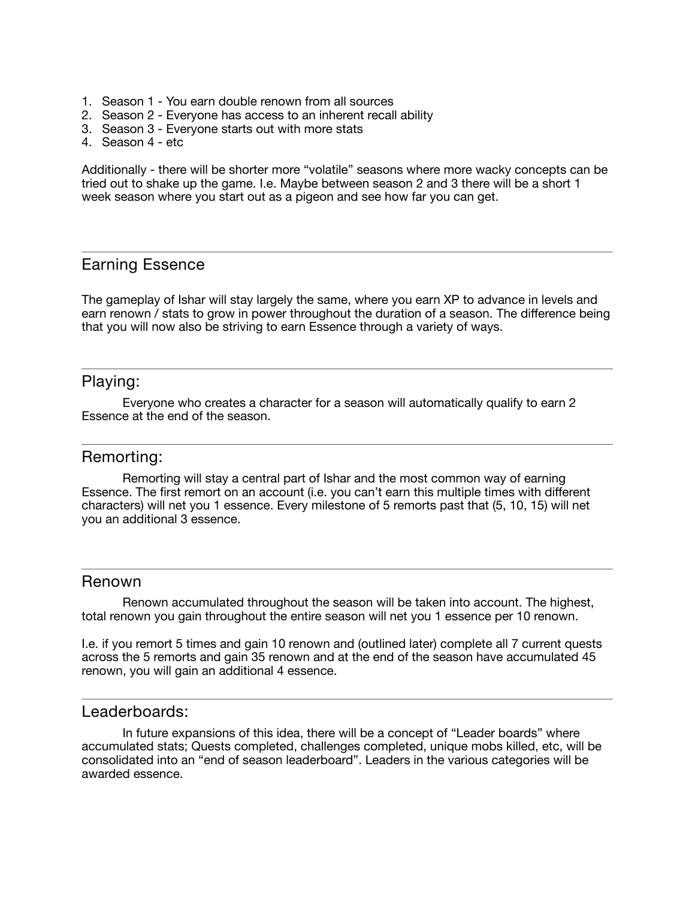1. Season 1 - You earn double renown from all sources
2. Season 2 - Everyone has access to an inherent recall ability
3. Season 3 - Everyone starts out with more stats
4. Season 4 - etc

Additionally - there will be shorter more "volatile" seasons where more wacky concepts can be tried out to shake up the game. I.e. Maybe between season 2 and 3 there will be a short 1 week season where you start out as a pigeon and see how far you can get.

---

## Earning Essence

The gameplay of Ishar will stay largely the same, where you earn XP to advance in levels and earn renown / stats to grow in power throughout the duration of a season. The difference being that you will now also be striving to earn Essence through a variety of ways.

---

## Playing:

Everyone who creates a character for a season will automatically qualify to earn 2 Essence at the end of the season.

---

## Remorting:

Remorting will stay a central part of Ishar and the most common way of earning Essence. The first remort on an account (i.e. you can't earn this multiple times with different characters) will net you 1 essence. Every milestone of 5 remorts past that (5, 10, 15) will net you an additional 3 essence.

---

## Renown

Renown accumulated throughout the season will be taken into account. The highest, total renown you gain throughout the entire season will net you 1 essence per 10 renown.

I.e. if you remort 5 times and gain 10 renown and (outlined later) complete all 7 current quests across the 5 remorts and gain 35 renown and at the end of the season have accumulated 45 renown, you will gain an additional 4 essence.

---

## Leaderboards:

In future expansions of this idea, there will be a concept of "Leader boards" where accumulated stats; Quests completed, challenges completed, unique mobs killed, etc, will be consolidated into an "end of season leaderboard". Leaders in the various categories will be awarded essence.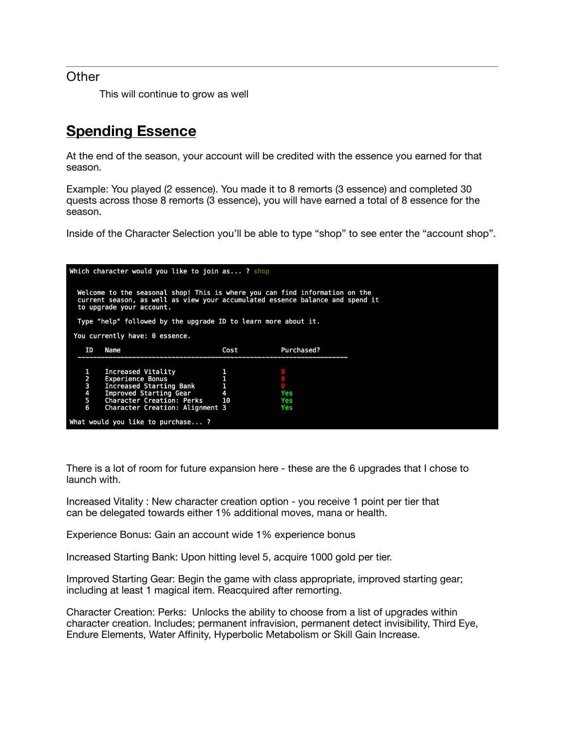---

Other

> This will continue to grow as well

## **Spending Essence**

At the end of the season, your account will be credited with the essence you earned for that season.

Example: You played (2 essence). You made it to 8 remorts (3 essence) and completed 30 quests across those 8 remorts (3 essence), you will have earned a total of 8 essence for the season.

Inside of the Character Selection you'll be able to type "shop" to see enter the "account shop".

```
Which character would you like to join as... ? shop

  Welcome to the seasonal shop! This is where you can find information on the
  current season, as well as view your accumulated essence balance and spend it
  to upgrade your account.

  Type "help" followed by the upgrade ID to learn more about it.

 You currently have: 0 essence.

    ID   Name                        Cost           Purchased?
  ~~~~~~~~~~~~~~~~~~~~~~~~~~~~~~~~~~~~~~~~~~~~~~~~~~~~~~~~~~~~~~~~~~~~~~

    1    Increased Vitality          1              0
    2    Experience Bonus            1              0
    3    Increased Starting Bank     1              0
    4    Improved Starting Gear      4              Yes
    5    Character Creation: Perks   10             Yes
    6    Character Creation: Alignment 3            Yes

What would you like to purchase... ?
```

There is a lot of room for future expansion here - these are the 6 upgrades that I chose to launch with.

Increased Vitality : New character creation option - you receive 1 point per tier that can be delegated towards either 1% additional moves, mana or health.

Experience Bonus: Gain an account wide 1% experience bonus

Increased Starting Bank: Upon hitting level 5, acquire 1000 gold per tier.

Improved Starting Gear: Begin the game with class appropriate, improved starting gear; including at least 1 magical item. Reacquired after remorting.

Character Creation: Perks: Unlocks the ability to choose from a list of upgrades within character creation. Includes; permanent infravision, permanent detect invisibility, Third Eye, Endure Elements, Water Affinity, Hyperbolic Metabolism or Skill Gain Increase.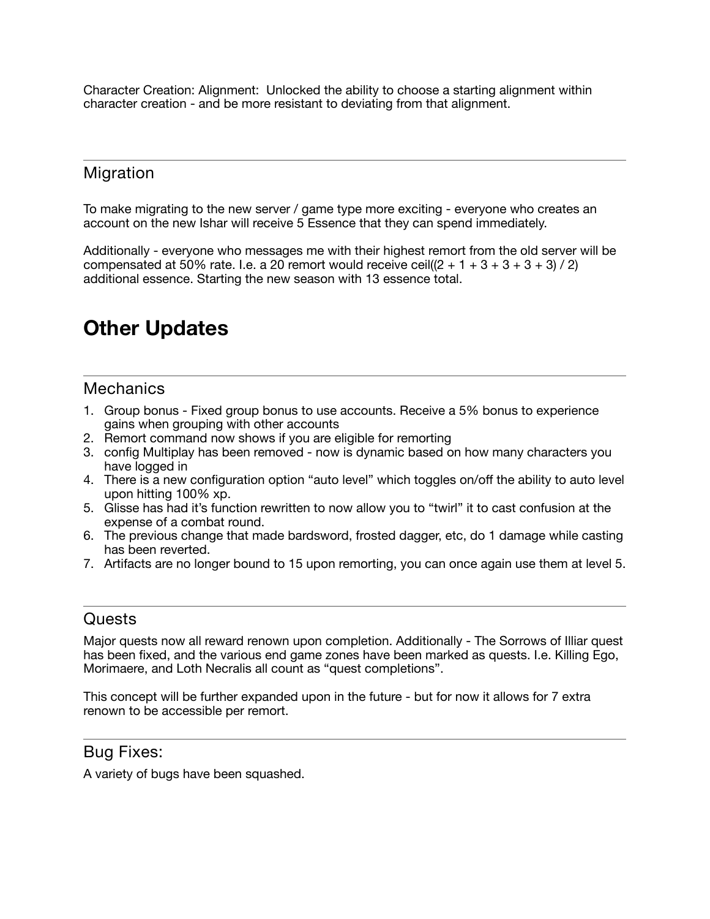Character Creation: Alignment: Unlocked the ability to choose a starting alignment within character creation - and be more resistant to deviating from that alignment.

---

## Migration

To make migrating to the new server / game type more exciting - everyone who creates an account on the new Ishar will receive 5 Essence that they can spend immediately.

Additionally - everyone who messages me with their highest remort from the old server will be compensated at 50% rate. I.e. a 20 remort would receive ceil((2 + 1 + 3 + 3 + 3 + 3) / 2) additional essence. Starting the new season with 13 essence total.

# Other Updates

---

## Mechanics

1. Group bonus - Fixed group bonus to use accounts. Receive a 5% bonus to experience gains when grouping with other accounts
2. Remort command now shows if you are eligible for remorting
3. config Multiplay has been removed - now is dynamic based on how many characters you have logged in
4. There is a new configuration option “auto level” which toggles on/off the ability to auto level upon hitting 100% xp.
5. Glisse has had it’s function rewritten to now allow you to “twirl” it to cast confusion at the expense of a combat round.
6. The previous change that made bardsword, frosted dagger, etc, do 1 damage while casting has been reverted.
7. Artifacts are no longer bound to 15 upon remorting, you can once again use them at level 5.

---

## Quests

Major quests now all reward renown upon completion. Additionally - The Sorrows of Illiar quest has been fixed, and the various end game zones have been marked as quests. I.e. Killing Ego, Morimaere, and Loth Necralis all count as “quest completions”.

This concept will be further expanded upon in the future - but for now it allows for 7 extra renown to be accessible per remort.

---

## Bug Fixes:

A variety of bugs have been squashed.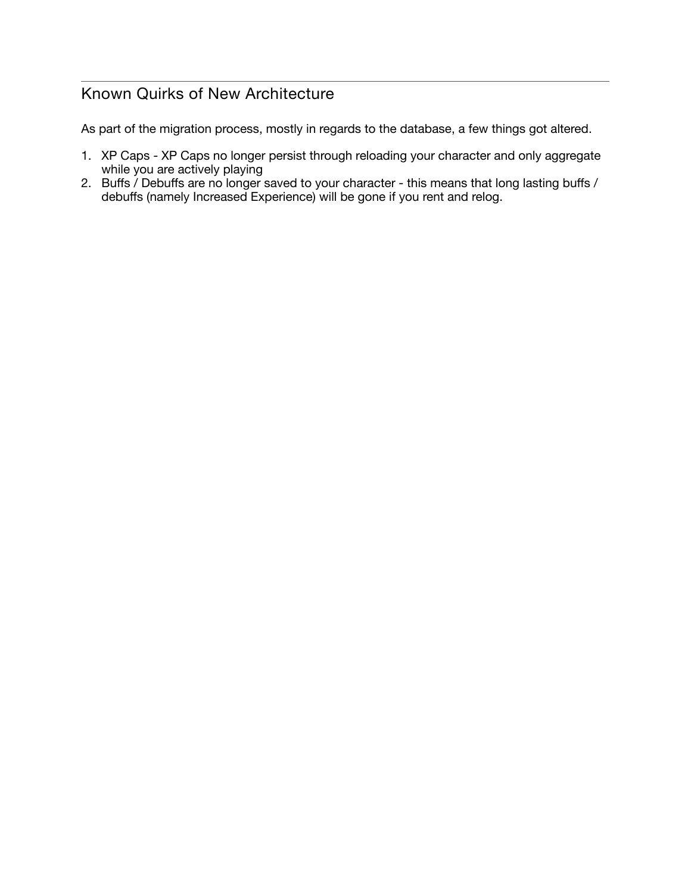## Known Quirks of New Architecture

As part of the migration process, mostly in regards to the database, a few things got altered.

1. XP Caps - XP Caps no longer persist through reloading your character and only aggregate while you are actively playing
2. Buffs / Debuffs are no longer saved to your character - this means that long lasting buffs / debuffs (namely Increased Experience) will be gone if you rent and relog.